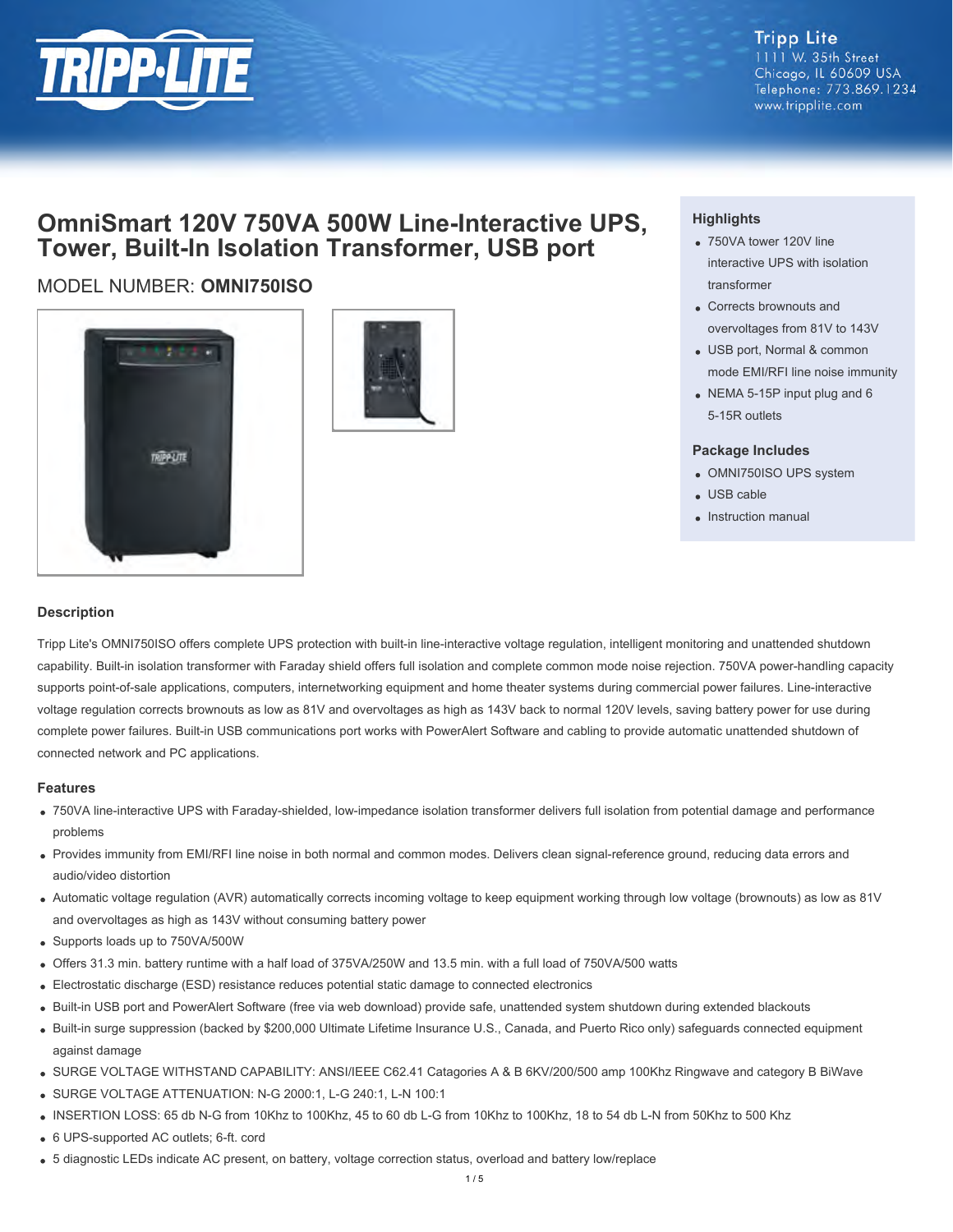Tripp Lite
1111 W. 35th Street
Chicago, IL 60609 USA
Telephone: 773.869.1234
www.tripplite.com

# OmniSmart 120V 750VA 500W Line-Interactive UPS, Tower, Built-In Isolation Transformer, USB port

MODEL NUMBER: **OMNI750ISO**

### Highlights

- 750VA tower 120V line interactive UPS with isolation transformer
- Corrects brownouts and overvoltages from 81V to 143V
- USB port, Normal & common mode EMI/RFI line noise immunity
- NEMA 5-15P input plug and 6 5-15R outlets

### Package Includes

- OMNI750ISO UPS system
- USB cable
- Instruction manual

### Description

Tripp Lite's OMNI750ISO offers complete UPS protection with built-in line-interactive voltage regulation, intelligent monitoring and unattended shutdown capability. Built-in isolation transformer with Faraday shield offers full isolation and complete common mode noise rejection. 750VA power-handling capacity supports point-of-sale applications, computers, internetworking equipment and home theater systems during commercial power failures. Line-interactive voltage regulation corrects brownouts as low as 81V and overvoltages as high as 143V back to normal 120V levels, saving battery power for use during complete power failures. Built-in USB communications port works with PowerAlert Software and cabling to provide automatic unattended shutdown of connected network and PC applications.

### Features

- 750VA line-interactive UPS with Faraday-shielded, low-impedance isolation transformer delivers full isolation from potential damage and performance problems
- Provides immunity from EMI/RFI line noise in both normal and common modes. Delivers clean signal-reference ground, reducing data errors and audio/video distortion
- Automatic voltage regulation (AVR) automatically corrects incoming voltage to keep equipment working through low voltage (brownouts) as low as 81V and overvoltages as high as 143V without consuming battery power
- Supports loads up to 750VA/500W
- Offers 31.3 min. battery runtime with a half load of 375VA/250W and 13.5 min. with a full load of 750VA/500 watts
- Electrostatic discharge (ESD) resistance reduces potential static damage to connected electronics
- Built-in USB port and PowerAlert Software (free via web download) provide safe, unattended system shutdown during extended blackouts
- Built-in surge suppression (backed by $200,000 Ultimate Lifetime Insurance U.S., Canada, and Puerto Rico only) safeguards connected equipment against damage
- SURGE VOLTAGE WITHSTAND CAPABILITY: ANSI/IEEE C62.41 Catagories A & B 6KV/200/500 amp 100Khz Ringwave and category B BiWave
- SURGE VOLTAGE ATTENUATION: N-G 2000:1, L-G 240:1, L-N 100:1
- INSERTION LOSS: 65 db N-G from 10Khz to 100Khz, 45 to 60 db L-G from 10Khz to 100Khz, 18 to 54 db L-N from 50Khz to 500 Khz
- 6 UPS-supported AC outlets; 6-ft. cord
- 5 diagnostic LEDs indicate AC present, on battery, voltage correction status, overload and battery low/replace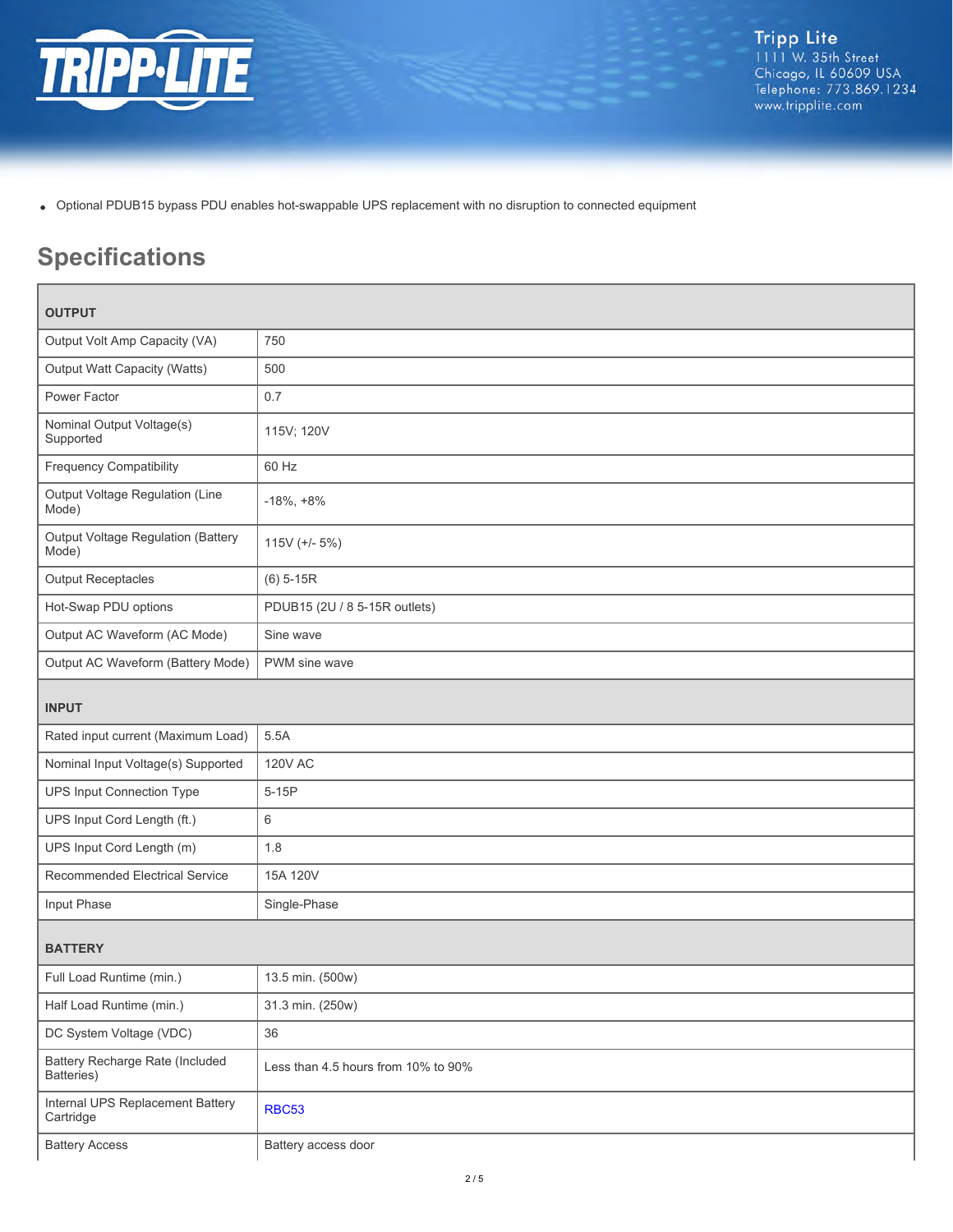- Optional PDUB15 bypass PDU enables hot-swappable UPS replacement with no disruption to connected equipment

## Specifications

| OUTPUT | |
|---|---|
| Output Volt Amp Capacity (VA) | 750 |
| Output Watt Capacity (Watts) | 500 |
| Power Factor | 0.7 |
| Nominal Output Voltage(s) Supported | 115V; 120V |
| Frequency Compatibility | 60 Hz |
| Output Voltage Regulation (Line Mode) | -18%, +8% |
| Output Voltage Regulation (Battery Mode) | 115V (+/- 5%) |
| Output Receptacles | (6) 5-15R |
| Hot-Swap PDU options | PDUB15 (2U / 8 5-15R outlets) |
| Output AC Waveform (AC Mode) | Sine wave |
| Output AC Waveform (Battery Mode) | PWM sine wave |
| **INPUT** | |
| Rated input current (Maximum Load) | 5.5A |
| Nominal Input Voltage(s) Supported | 120V AC |
| UPS Input Connection Type | 5-15P |
| UPS Input Cord Length (ft.) | 6 |
| UPS Input Cord Length (m) | 1.8 |
| Recommended Electrical Service | 15A 120V |
| Input Phase | Single-Phase |
| **BATTERY** | |
| Full Load Runtime (min.) | 13.5 min. (500w) |
| Half Load Runtime (min.) | 31.3 min. (250w) |
| DC System Voltage (VDC) | 36 |
| Battery Recharge Rate (Included Batteries) | Less than 4.5 hours from 10% to 90% |
| Internal UPS Replacement Battery Cartridge | RBC53 |
| Battery Access | Battery access door |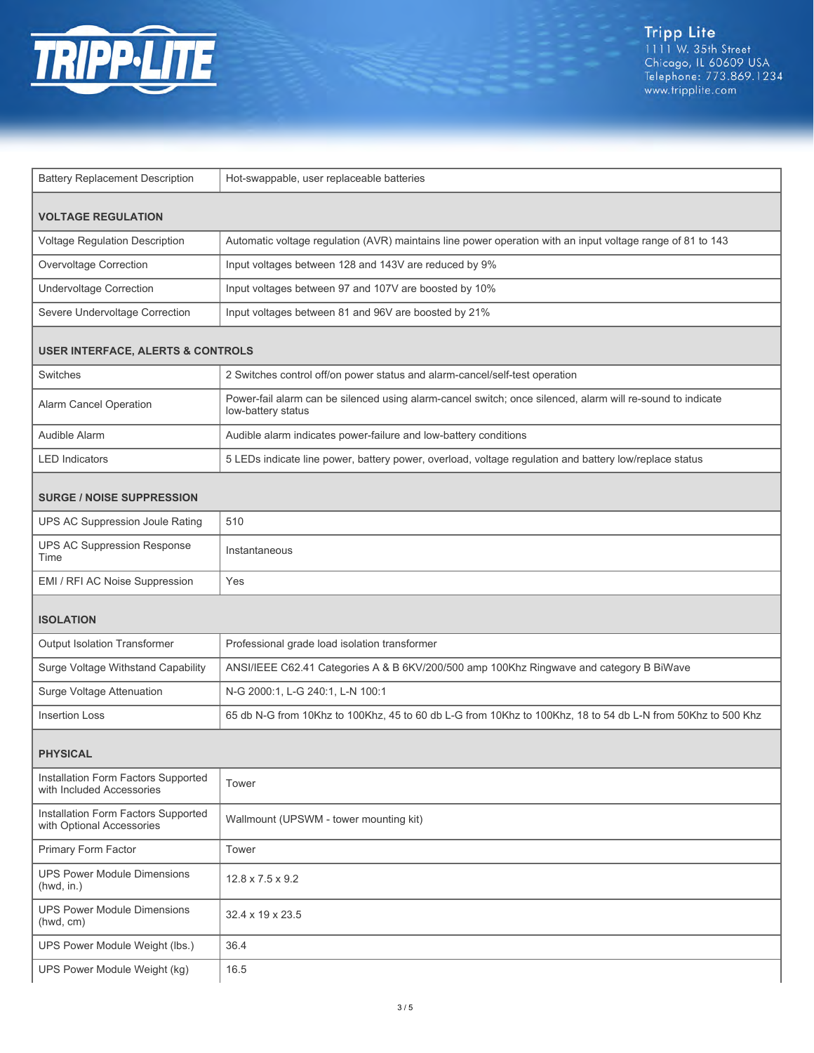| | |
|---|---|
| Battery Replacement Description | Hot-swappable, user replaceable batteries |
| **VOLTAGE REGULATION** | |
| Voltage Regulation Description | Automatic voltage regulation (AVR) maintains line power operation with an input voltage range of 81 to 143 |
| Overvoltage Correction | Input voltages between 128 and 143V are reduced by 9% |
| Undervoltage Correction | Input voltages between 97 and 107V are boosted by 10% |
| Severe Undervoltage Correction | Input voltages between 81 and 96V are boosted by 21% |
| **USER INTERFACE, ALERTS & CONTROLS** | |
| Switches | 2 Switches control off/on power status and alarm-cancel/self-test operation |
| Alarm Cancel Operation | Power-fail alarm can be silenced using alarm-cancel switch; once silenced, alarm will re-sound to indicate low-battery status |
| Audible Alarm | Audible alarm indicates power-failure and low-battery conditions |
| LED Indicators | 5 LEDs indicate line power, battery power, overload, voltage regulation and battery low/replace status |
| **SURGE / NOISE SUPPRESSION** | |
| UPS AC Suppression Joule Rating | 510 |
| UPS AC Suppression Response Time | Instantaneous |
| EMI / RFI AC Noise Suppression | Yes |
| **ISOLATION** | |
| Output Isolation Transformer | Professional grade load isolation transformer |
| Surge Voltage Withstand Capability | ANSI/IEEE C62.41 Categories A & B 6KV/200/500 amp 100Khz Ringwave and category B BiWave |
| Surge Voltage Attenuation | N-G 2000:1, L-G 240:1, L-N 100:1 |
| Insertion Loss | 65 db N-G from 10Khz to 100Khz, 45 to 60 db L-G from 10Khz to 100Khz, 18 to 54 db L-N from 50Khz to 500 Khz |
| **PHYSICAL** | |
| Installation Form Factors Supported with Included Accessories | Tower |
| Installation Form Factors Supported with Optional Accessories | Wallmount (UPSWM - tower mounting kit) |
| Primary Form Factor | Tower |
| UPS Power Module Dimensions (hwd, in.) | 12.8 x 7.5 x 9.2 |
| UPS Power Module Dimensions (hwd, cm) | 32.4 x 19 x 23.5 |
| UPS Power Module Weight (lbs.) | 36.4 |
| UPS Power Module Weight (kg) | 16.5 |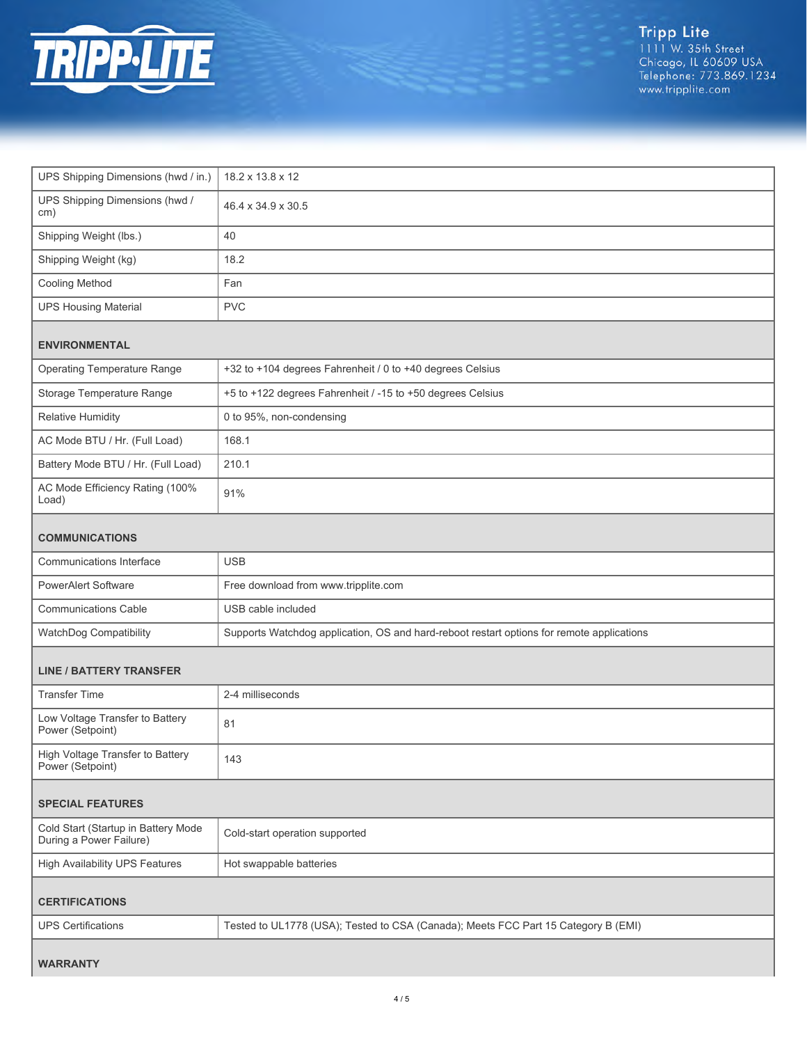| | |
|---|---|
| UPS Shipping Dimensions (hwd / in.) | 18.2 x 13.8 x 12 |
| UPS Shipping Dimensions (hwd / cm) | 46.4 x 34.9 x 30.5 |
| Shipping Weight (lbs.) | 40 |
| Shipping Weight (kg) | 18.2 |
| Cooling Method | Fan |
| UPS Housing Material | PVC |

## ENVIRONMENTAL

| | |
|---|---|
| Operating Temperature Range | +32 to +104 degrees Fahrenheit / 0 to +40 degrees Celsius |
| Storage Temperature Range | +5 to +122 degrees Fahrenheit / -15 to +50 degrees Celsius |
| Relative Humidity | 0 to 95%, non-condensing |
| AC Mode BTU / Hr. (Full Load) | 168.1 |
| Battery Mode BTU / Hr. (Full Load) | 210.1 |
| AC Mode Efficiency Rating (100% Load) | 91% |

## COMMUNICATIONS

| | |
|---|---|
| Communications Interface | USB |
| PowerAlert Software | Free download from www.tripplite.com |
| Communications Cable | USB cable included |
| WatchDog Compatibility | Supports Watchdog application, OS and hard-reboot restart options for remote applications |

## LINE / BATTERY TRANSFER

| | |
|---|---|
| Transfer Time | 2-4 milliseconds |
| Low Voltage Transfer to Battery Power (Setpoint) | 81 |
| High Voltage Transfer to Battery Power (Setpoint) | 143 |

## SPECIAL FEATURES

| | |
|---|---|
| Cold Start (Startup in Battery Mode During a Power Failure) | Cold-start operation supported |
| High Availability UPS Features | Hot swappable batteries |

## CERTIFICATIONS

| | |
|---|---|
| UPS Certifications | Tested to UL1778 (USA); Tested to CSA (Canada); Meets FCC Part 15 Category B (EMI) |

## WARRANTY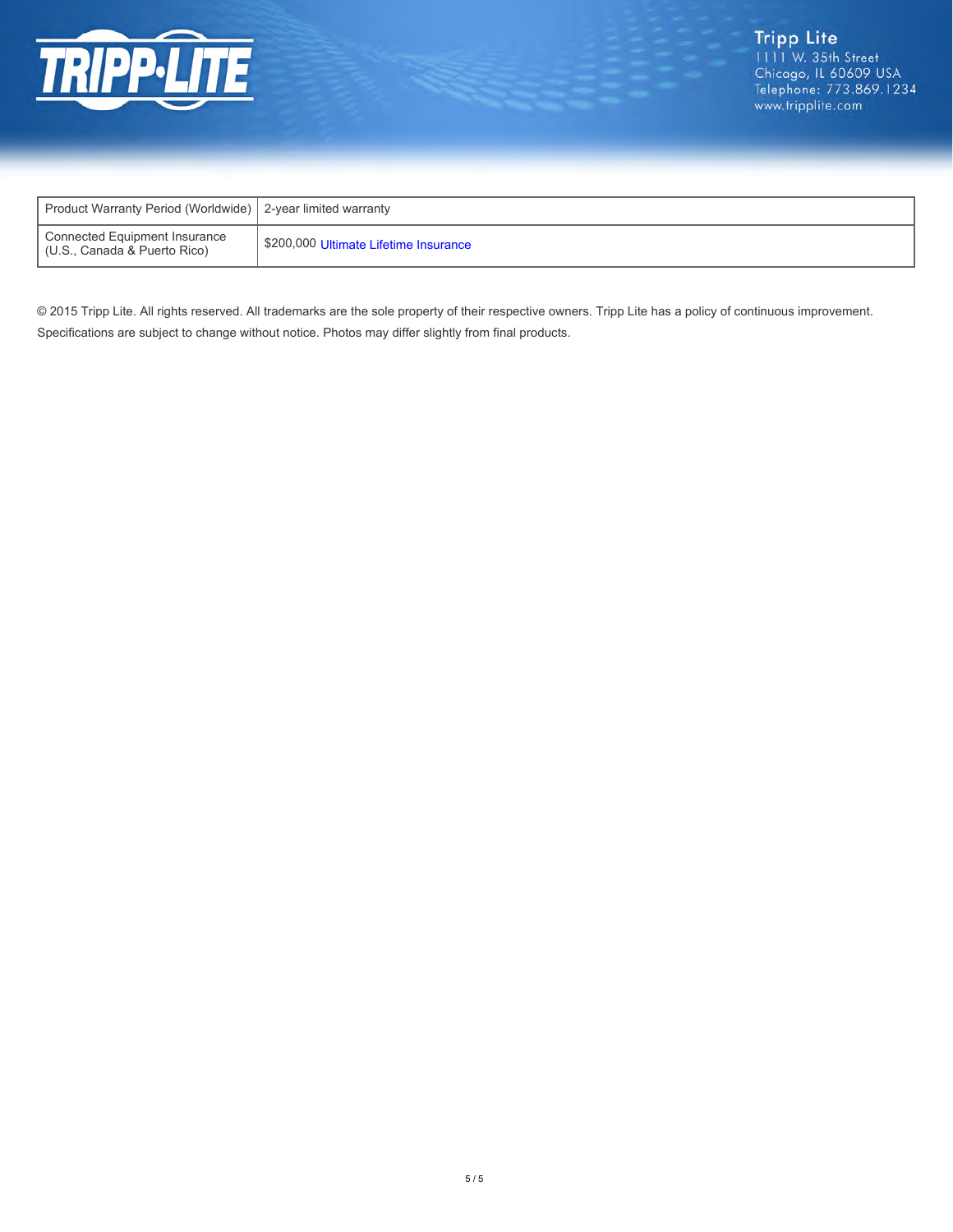| | |
|---|---|
| Product Warranty Period (Worldwide) | 2-year limited warranty |
| Connected Equipment Insurance (U.S., Canada & Puerto Rico) | $200,000 Ultimate Lifetime Insurance |

© 2015 Tripp Lite. All rights reserved. All trademarks are the sole property of their respective owners. Tripp Lite has a policy of continuous improvement. Specifications are subject to change without notice. Photos may differ slightly from final products.